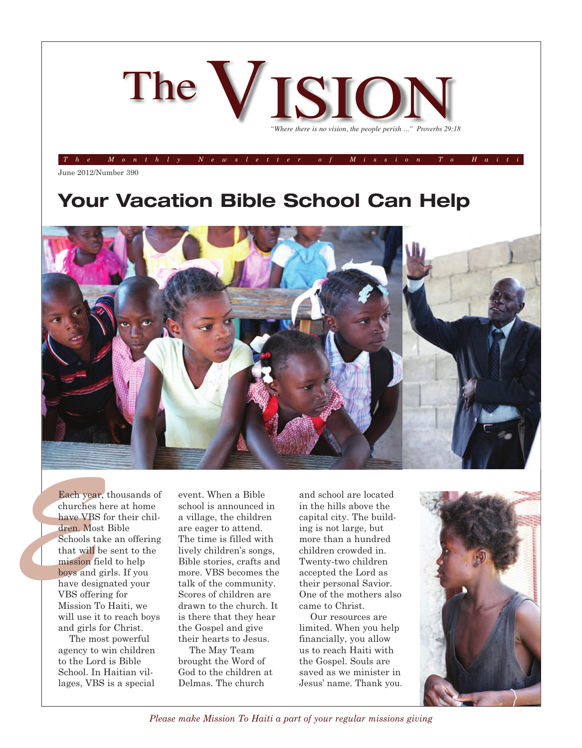# The VISION

*"Where there is no vision, the people perish ..." Proverbs 29:18*

*The Monthly Newsletter of Mission To Haiti*

June 2012/Number 390

## Your Vacation Bible School Can Help

Each year, thousands of churches here at home have VBS for their children. Most Bible Schools take an offering that will be sent to the mission field to help boys and girls. If you have designated your VBS offering for Mission To Haiti, we will use it to reach boys and girls for Christ.

The most powerful agency to win children to the Lord is Bible School. In Haitian villages, VBS is a special event. When a Bible school is announced in a village, the children are eager to attend. The time is filled with lively children's songs, Bible stories, crafts and more. VBS becomes the talk of the community. Scores of children are drawn to the church. It is there that they hear the Gospel and give their hearts to Jesus.

The May Team brought the Word of God to the children at Delmas. The church and school are located in the hills above the capital city. The building is not large, but more than a hundred children crowded in. Twenty-two children accepted the Lord as their personal Savior. One of the mothers also came to Christ.

Our resources are limited. When you help financially, you allow us to reach Haiti with the Gospel. Souls are saved as we minister in Jesus' name. Thank you.

*Please make Mission To Haiti a part of your regular missions giving*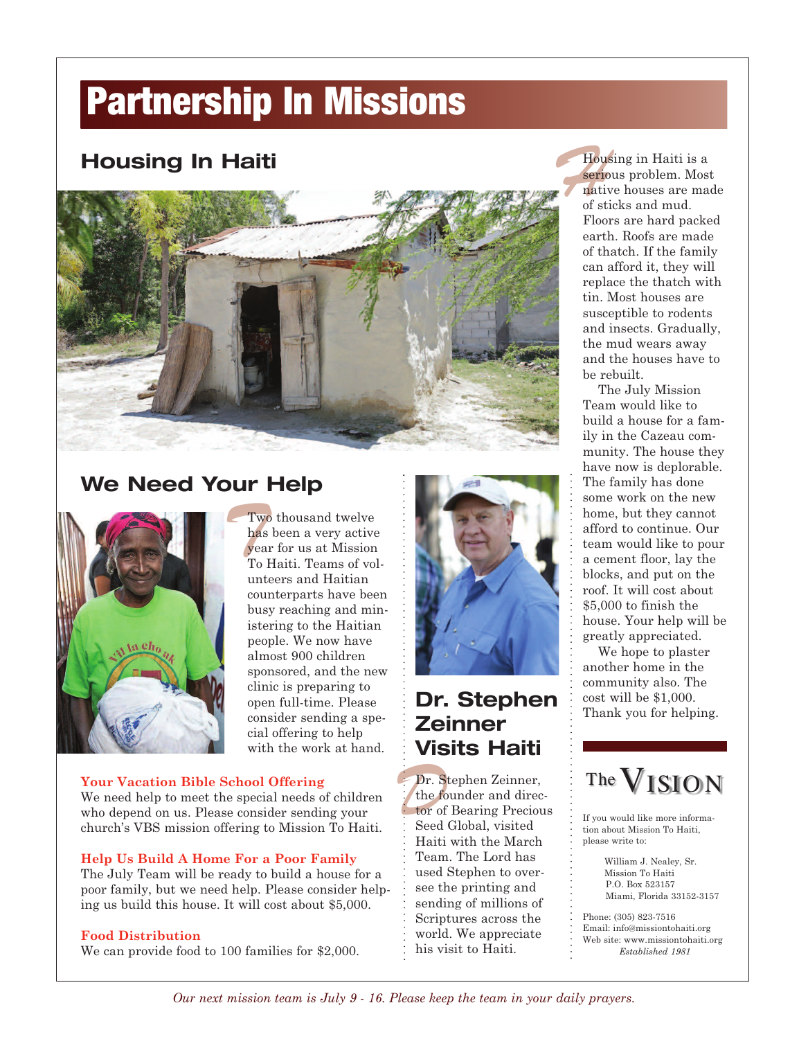# Partnership In Missions

## Housing In Haiti

Housing in Haiti is a serious problem. Most native houses are made of sticks and mud. Floors are hard packed earth. Roofs are made of thatch. If the family can afford it, they will replace the thatch with tin. Most houses are susceptible to rodents and insects. Gradually, the mud wears away and the houses have to be rebuilt.

The July Mission Team would like to build a house for a family in the Cazeau community. The house they have now is deplorable. The family has done some work on the new home, but they cannot afford to continue. Our team would like to pour a cement floor, lay the blocks, and put on the roof. It will cost about $5,000 to finish the house. Your help will be greatly appreciated.

We hope to plaster another home in the community also. The cost will be $1,000. Thank you for helping.

## We Need Your Help

Two thousand twelve has been a very active year for us at Mission To Haiti. Teams of volunteers and Haitian counterparts have been busy reaching and ministering to the Haitian people. We now have almost 900 children sponsored, and the new clinic is preparing to open full-time. Please consider sending a special offering to help with the work at hand.

**Your Vacation Bible School Offering**
We need help to meet the special needs of children who depend on us. Please consider sending your church's VBS mission offering to Mission To Haiti.

**Help Us Build A Home For a Poor Family**
The July Team will be ready to build a house for a poor family, but we need help. Please consider helping us build this house. It will cost about $5,000.

**Food Distribution**
We can provide food to 100 families for $2,000.

## Dr. Stephen Zeinner Visits Haiti

Dr. Stephen Zeinner, the founder and director of Bearing Precious Seed Global, visited Haiti with the March Team. The Lord has used Stephen to oversee the printing and sending of millions of Scriptures across the world. We appreciate his visit to Haiti.

## The VISION

If you would like more information about Mission To Haiti, please write to:

William J. Nealey, Sr.
Mission To Haiti
P.O. Box 523157
Miami, Florida 33152-3157

Phone: (305) 823-7516
Email: info@missiontohaiti.org
Web site: www.missiontohaiti.org
*Established 1981*

*Our next mission team is July 9 - 16. Please keep the team in your daily prayers.*